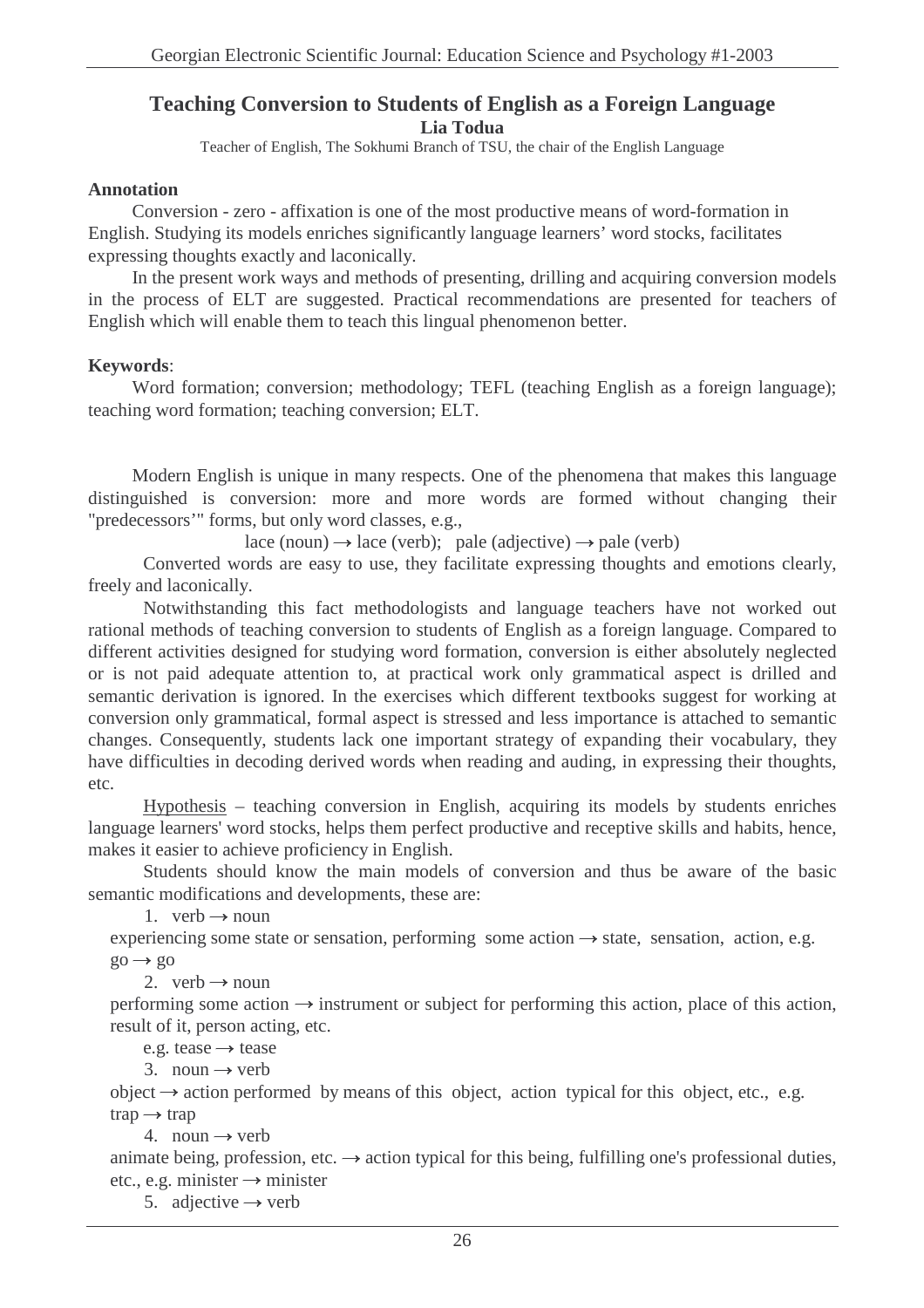# Teaching Conversion to Students of English as a Foreign Language

**Lia Todua**

Teacher of English, The Sokhumi Branch of TSU, the chair of the English Language

**Annotation**

Conversion - zero - affixation is one of the most productive means of word-formation in English. Studying its models enriches significantly language learners' word stocks, facilitates expressing thoughts exactly and laconically.

In the present work ways and methods of presenting, drilling and acquiring conversion models in the process of ELT are suggested. Practical recommendations are presented for teachers of English which will enable them to teach this lingual phenomenon better.

**Keywords**:

Word formation; conversion; methodology; TEFL (teaching English as a foreign language); teaching word formation; teaching conversion; ELT.

Modern English is unique in many respects. One of the phenomena that makes this language distinguished is conversion: more and more words are formed without changing their "predecessors'" forms, but only word classes, e.g.,

lace (noun) → lace (verb); pale (adjective) → pale (verb)

Converted words are easy to use, they facilitate expressing thoughts and emotions clearly, freely and laconically.

Notwithstanding this fact methodologists and language teachers have not worked out rational methods of teaching conversion to students of English as a foreign language. Compared to different activities designed for studying word formation, conversion is either absolutely neglected or is not paid adequate attention to, at practical work only grammatical aspect is drilled and semantic derivation is ignored. In the exercises which different textbooks suggest for working at conversion only grammatical, formal aspect is stressed and less importance is attached to semantic changes. Consequently, students lack one important strategy of expanding their vocabulary, they have difficulties in decoding derived words when reading and auding, in expressing their thoughts, etc.

Hypothesis – teaching conversion in English, acquiring its models by students enriches language learners' word stocks, helps them perfect productive and receptive skills and habits, hence, makes it easier to achieve proficiency in English.

Students should know the main models of conversion and thus be aware of the basic semantic modifications and developments, these are:

1. verb → noun

experiencing some state or sensation, performing some action → state, sensation, action, e.g. go → go

2. verb → noun

performing some action → instrument or subject for performing this action, place of this action, result of it, person acting, etc.

e.g. tease → tease

3. noun → verb

object → action performed by means of this object, action typical for this object, etc., e.g. trap → trap

4. noun → verb

animate being, profession, etc. → action typical for this being, fulfilling one's professional duties, etc., e.g. minister → minister

5. adjective → verb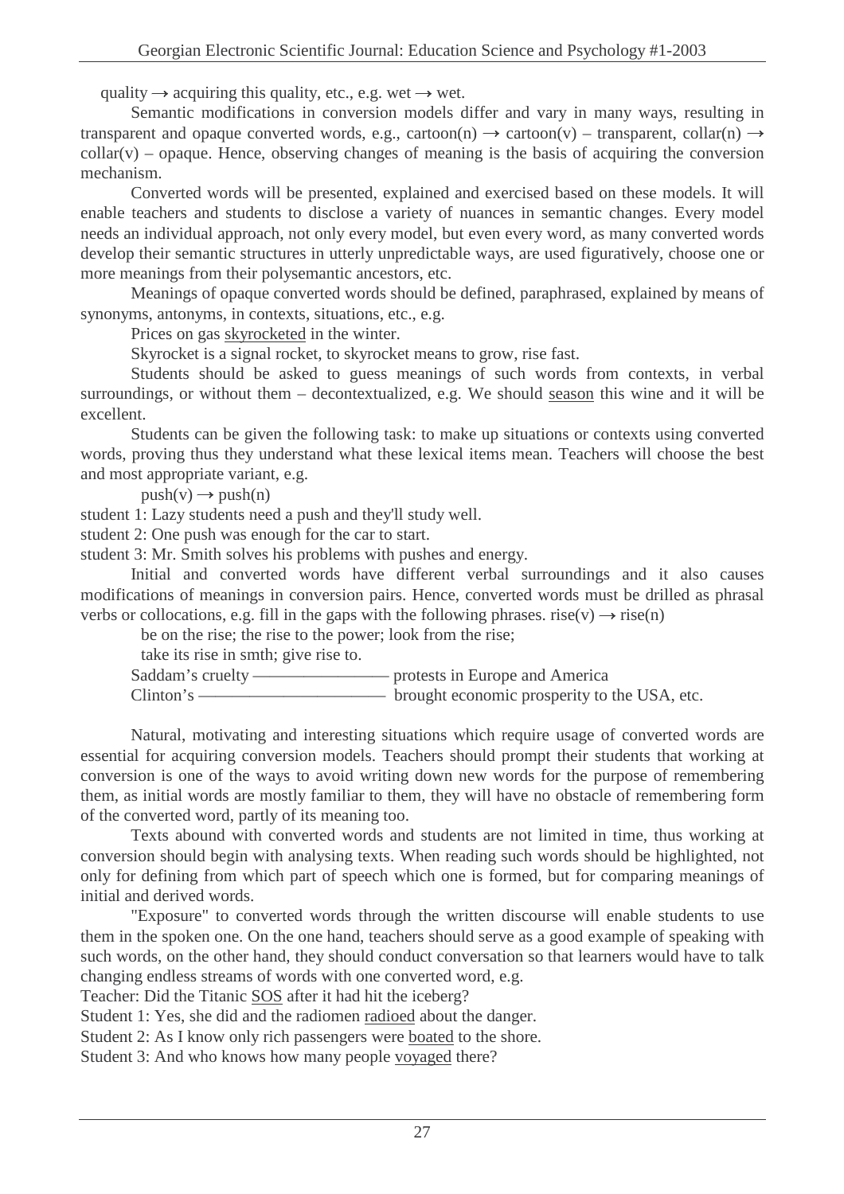quality → acquiring this quality, etc., e.g. wet → wet.

Semantic modifications in conversion models differ and vary in many ways, resulting in transparent and opaque converted words, e.g., cartoon(n) → cartoon(v) – transparent, collar(n) → collar(v) – opaque. Hence, observing changes of meaning is the basis of acquiring the conversion mechanism.

Converted words will be presented, explained and exercised based on these models. It will enable teachers and students to disclose a variety of nuances in semantic changes. Every model needs an individual approach, not only every model, but even every word, as many converted words develop their semantic structures in utterly unpredictable ways, are used figuratively, choose one or more meanings from their polysemantic ancestors, etc.

Meanings of opaque converted words should be defined, paraphrased, explained by means of synonyms, antonyms, in contexts, situations, etc., e.g.

Prices on gas <u>skyrocketed</u> in the winter.

Skyrocket is a signal rocket, to skyrocket means to grow, rise fast.

Students should be asked to guess meanings of such words from contexts, in verbal surroundings, or without them – decontextualized, e.g. We should <u>season</u> this wine and it will be excellent.

Students can be given the following task: to make up situations or contexts using converted words, proving thus they understand what these lexical items mean. Teachers will choose the best and most appropriate variant, e.g.

push(v) → push(n)

student 1: Lazy students need a push and they'll study well.
student 2: One push was enough for the car to start.
student 3: Mr. Smith solves his problems with pushes and energy.

Initial and converted words have different verbal surroundings and it also causes modifications of meanings in conversion pairs. Hence, converted words must be drilled as phrasal verbs or collocations, e.g. fill in the gaps with the following phrases. rise(v) → rise(n)

be on the rise; the rise to the power; look from the rise;
take its rise in smth; give rise to.

Saddam's cruelty ———————— protests in Europe and America
Clinton's ——————————— brought economic prosperity to the USA, etc.

Natural, motivating and interesting situations which require usage of converted words are essential for acquiring conversion models. Teachers should prompt their students that working at conversion is one of the ways to avoid writing down new words for the purpose of remembering them, as initial words are mostly familiar to them, they will have no obstacle of remembering form of the converted word, partly of its meaning too.

Texts abound with converted words and students are not limited in time, thus working at conversion should begin with analysing texts. When reading such words should be highlighted, not only for defining from which part of speech which one is formed, but for comparing meanings of initial and derived words.

"Exposure" to converted words through the written discourse will enable students to use them in the spoken one. On the one hand, teachers should serve as a good example of speaking with such words, on the other hand, they should conduct conversation so that learners would have to talk changing endless streams of words with one converted word, e.g.

Teacher: Did the Titanic <u>SOS</u> after it had hit the iceberg?
Student 1: Yes, she did and the radiomen <u>radioed</u> about the danger.
Student 2: As I know only rich passengers were <u>boated</u> to the shore.
Student 3: And who knows how many people <u>voyaged</u> there?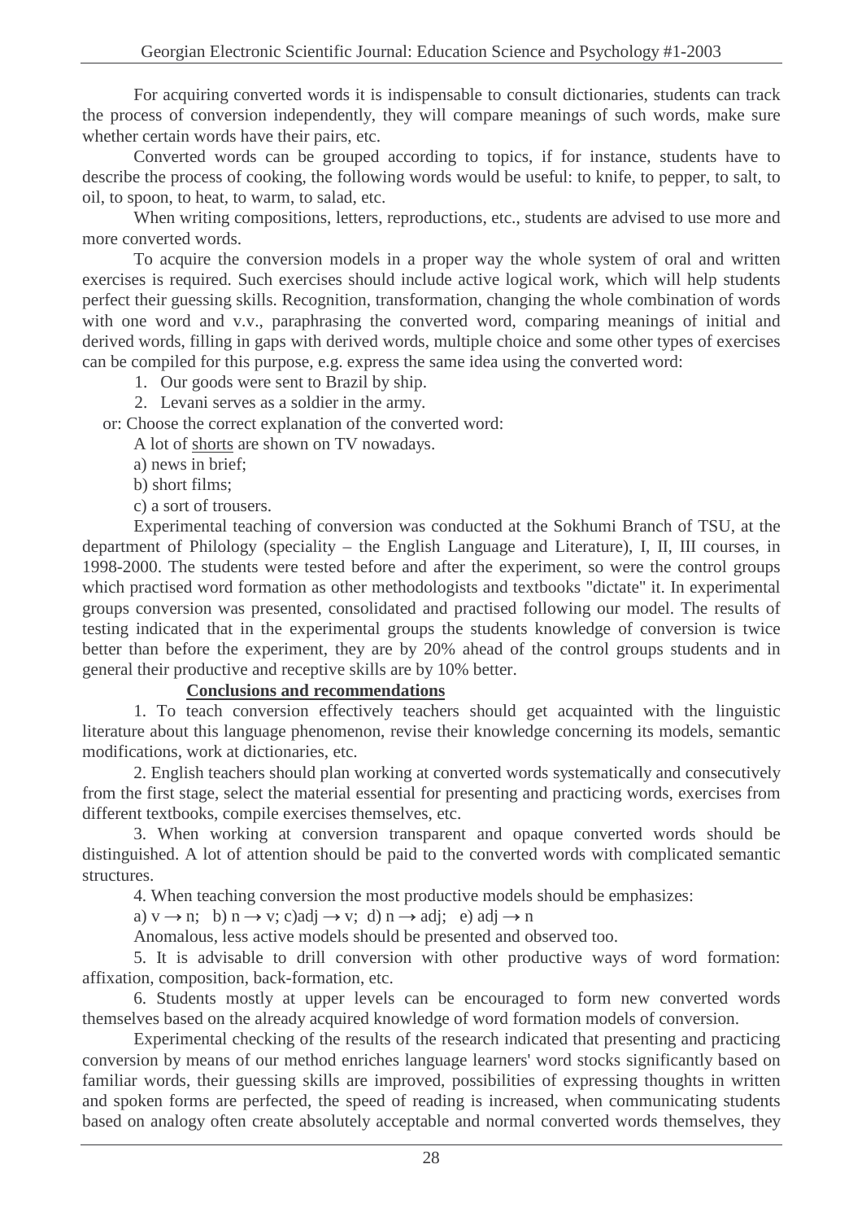For acquiring converted words it is indispensable to consult dictionaries, students can track the process of conversion independently, they will compare meanings of such words, make sure whether certain words have their pairs, etc.

Converted words can be grouped according to topics, if for instance, students have to describe the process of cooking, the following words would be useful: to knife, to pepper, to salt, to oil, to spoon, to heat, to warm, to salad, etc.

When writing compositions, letters, reproductions, etc., students are advised to use more and more converted words.

To acquire the conversion models in a proper way the whole system of oral and written exercises is required. Such exercises should include active logical work, which will help students perfect their guessing skills. Recognition, transformation, changing the whole combination of words with one word and v.v., paraphrasing the converted word, comparing meanings of initial and derived words, filling in gaps with derived words, multiple choice and some other types of exercises can be compiled for this purpose, e.g. express the same idea using the converted word:

1. Our goods were sent to Brazil by ship.
2. Levani serves as a soldier in the army.

or: Choose the correct explanation of the converted word:

A lot of <u>shorts</u> are shown on TV nowadays.

a) news in brief;

b) short films;

c) a sort of trousers.

Experimental teaching of conversion was conducted at the Sokhumi Branch of TSU, at the department of Philology (speciality – the English Language and Literature), I, II, III courses, in 1998-2000. The students were tested before and after the experiment, so were the control groups which practised word formation as other methodologists and textbooks "dictate" it. In experimental groups conversion was presented, consolidated and practised following our model. The results of testing indicated that in the experimental groups the students knowledge of conversion is twice better than before the experiment, they are by 20% ahead of the control groups students and in general their productive and receptive skills are by 10% better.

## Conclusions and recommendations

1. To teach conversion effectively teachers should get acquainted with the linguistic literature about this language phenomenon, revise their knowledge concerning its models, semantic modifications, work at dictionaries, etc.

2. English teachers should plan working at converted words systematically and consecutively from the first stage, select the material essential for presenting and practicing words, exercises from different textbooks, compile exercises themselves, etc.

3. When working at conversion transparent and opaque converted words should be distinguished. A lot of attention should be paid to the converted words with complicated semantic structures.

4. When teaching conversion the most productive models should be emphasizes:

a) v → n; b) n → v; c)adj → v; d) n → adj; e) adj → n

Anomalous, less active models should be presented and observed too.

5. It is advisable to drill conversion with other productive ways of word formation: affixation, composition, back-formation, etc.

6. Students mostly at upper levels can be encouraged to form new converted words themselves based on the already acquired knowledge of word formation models of conversion.

Experimental checking of the results of the research indicated that presenting and practicing conversion by means of our method enriches language learners' word stocks significantly based on familiar words, their guessing skills are improved, possibilities of expressing thoughts in written and spoken forms are perfected, the speed of reading is increased, when communicating students based on analogy often create absolutely acceptable and normal converted words themselves, they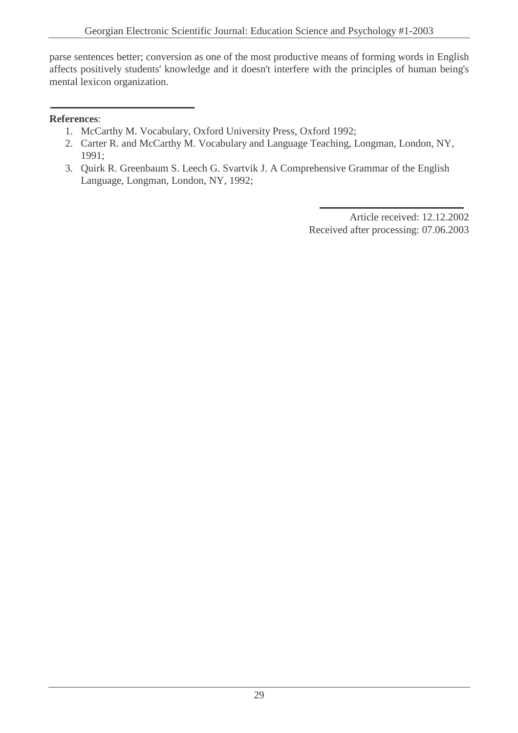parse sentences better; conversion as one of the most productive means of forming words in English affects positively students' knowledge and it doesn't interfere with the principles of human being's mental lexicon organization.

---

**References**:

1. McCarthy M. Vocabulary, Oxford University Press, Oxford 1992;
2. Carter R. and McCarthy M. Vocabulary and Language Teaching, Longman, London, NY, 1991;
3. Quirk R. Greenbaum S. Leech G. Svartvik J. A Comprehensive Grammar of the English Language, Longman, London, NY, 1992;

---

Article received: 12.12.2002
Received after processing: 07.06.2003